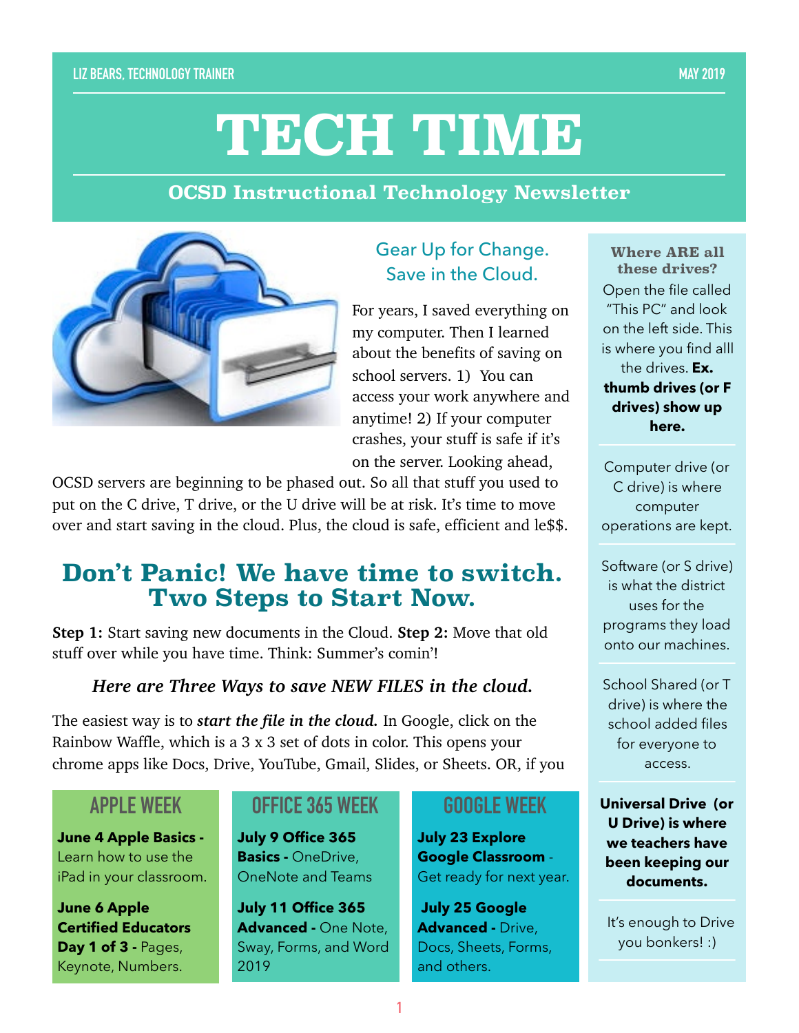LIZ BEARS, TECHNOLOGY TRAINER

MAY 2019

# TECH TIME

## OCSD Instructional Technology Newsletter

### Gear Up for Change. Save in the Cloud.

For years, I saved everything on my computer. Then I learned about the benefits of saving on school servers. 1) You can access your work anywhere and anytime! 2) If your computer crashes, your stuff is safe if it's on the server. Looking ahead, OCSD servers are beginning to be phased out. So all that stuff you used to put on the C drive, T drive, or the U drive will be at risk. It's time to move over and start saving in the cloud. Plus, the cloud is safe, efficient and le$$.

## Don't Panic! We have time to switch. Two Steps to Start Now.

**Step 1:** Start saving new documents in the Cloud. **Step 2:** Move that old stuff over while you have time. Think: Summer's comin'!

***Here are Three Ways to save NEW FILES in the cloud.***

The easiest way is to ***start the file in the cloud.*** In Google, click on the Rainbow Waffle, which is a 3 x 3 set of dots in color. This opens your chrome apps like Docs, Drive, YouTube, Gmail, Slides, or Sheets. OR, if you

### APPLE WEEK

**June 4 Apple Basics -** Learn how to use the iPad in your classroom.

**June 6 Apple Certified Educators Day 1 of 3 -** Pages, Keynote, Numbers.

### OFFICE 365 WEEK

**July 9 Office 365 Basics -** OneDrive, OneNote and Teams

**July 11 Office 365 Advanced -** One Note, Sway, Forms, and Word 2019

### GOOGLE WEEK

**July 23 Explore Google Classroom** - Get ready for next year.

**July 25 Google Advanced -** Drive, Docs, Sheets, Forms, and others.

### Where ARE all these drives?

Open the file called "This PC" and look on the left side. This is where you find alll the drives. **Ex. thumb drives (or F drives) show up here.**

Computer drive (or C drive) is where computer operations are kept.

Software (or S drive) is what the district uses for the programs they load onto our machines.

School Shared (or T drive) is where the school added files for everyone to access.

**Universal Drive (or U Drive) is where we teachers have been keeping our documents.**

It's enough to Drive you bonkers! :)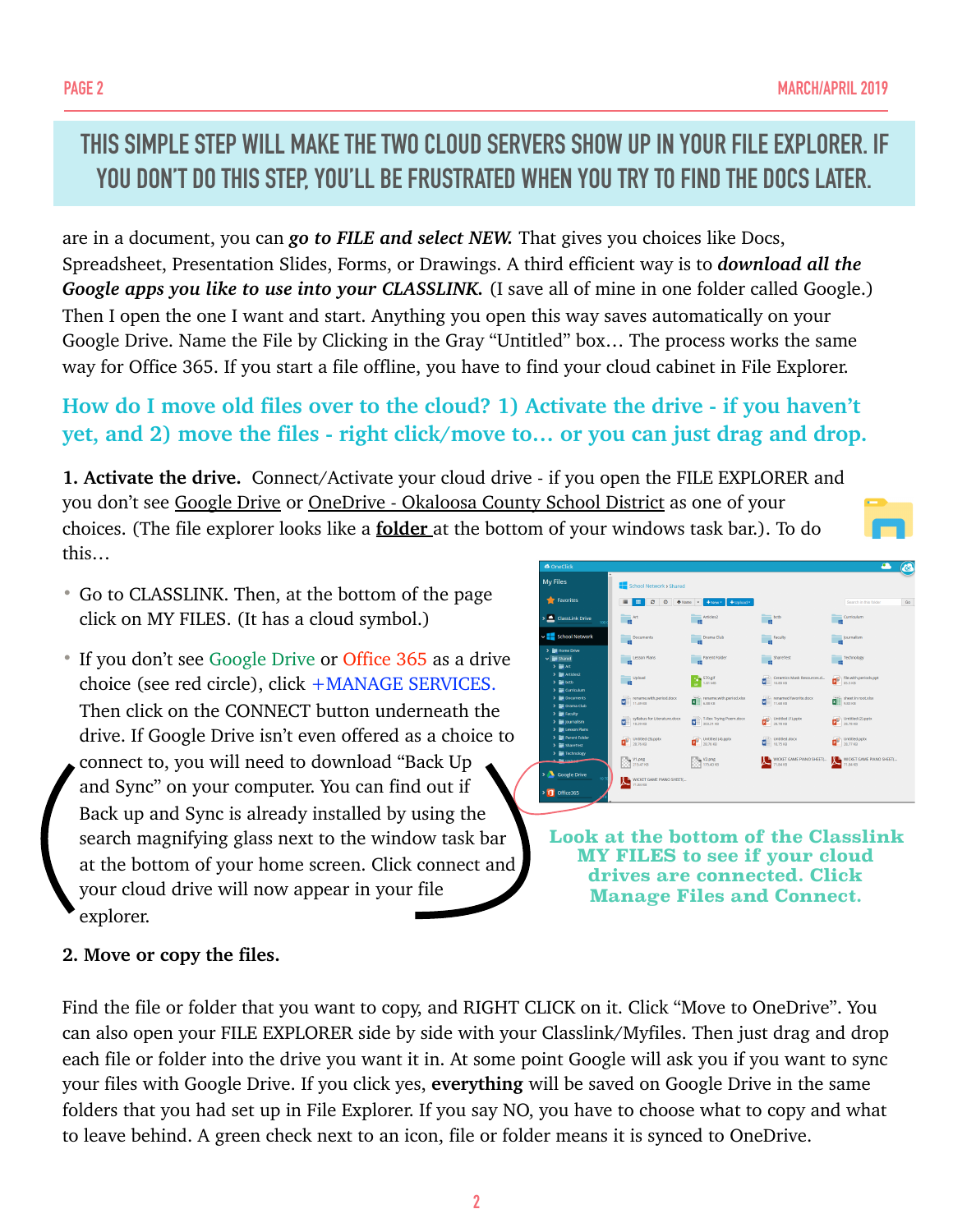## THIS SIMPLE STEP WILL MAKE THE TWO CLOUD SERVERS SHOW UP IN YOUR FILE EXPLORER. IF YOU DON'T DO THIS STEP, YOU'LL BE FRUSTRATED WHEN YOU TRY TO FIND THE DOCS LATER.

are in a document, you can ***go to FILE and select NEW.*** That gives you choices like Docs, Spreadsheet, Presentation Slides, Forms, or Drawings. A third efficient way is to ***download all the Google apps you like to use into your CLASSLINK.*** (I save all of mine in one folder called Google.) Then I open the one I want and start. Anything you open this way saves automatically on your Google Drive. Name the File by Clicking in the Gray "Untitled" box… The process works the same way for Office 365. If you start a file offline, you have to find your cloud cabinet in File Explorer.

### How do I move old files over to the cloud? 1) Activate the drive - if you haven't yet, and 2) move the files - right click/move to… or you can just drag and drop.

**1. Activate the drive.** Connect/Activate your cloud drive - if you open the FILE EXPLORER and you don't see Google Drive or OneDrive - Okaloosa County School District as one of your choices. (The file explorer looks like a **folder** at the bottom of your windows task bar.). To do this…

- Go to CLASSLINK. Then, at the bottom of the page click on MY FILES. (It has a cloud symbol.)
- If you don't see Google Drive or Office 365 as a drive choice (see red circle), click +MANAGE SERVICES. Then click on the CONNECT button underneath the drive. If Google Drive isn't even offered as a choice to connect to, you will need to download "Back Up and Sync" on your computer. You can find out if Back up and Sync is already installed by using the search magnifying glass next to the window task bar at the bottom of your home screen. Click connect and your cloud drive will now appear in your file explorer.

Look at the bottom of the Classlink MY FILES to see if your cloud drives are connected. Click Manage Files and Connect.

**2. Move or copy the files.**

Find the file or folder that you want to copy, and RIGHT CLICK on it. Click "Move to OneDrive". You can also open your FILE EXPLORER side by side with your Classlink/Myfiles. Then just drag and drop each file or folder into the drive you want it in. At some point Google will ask you if you want to sync your files with Google Drive. If you click yes, **everything** will be saved on Google Drive in the same folders that you had set up in File Explorer. If you say NO, you have to choose what to copy and what to leave behind. A green check next to an icon, file or folder means it is synced to OneDrive.